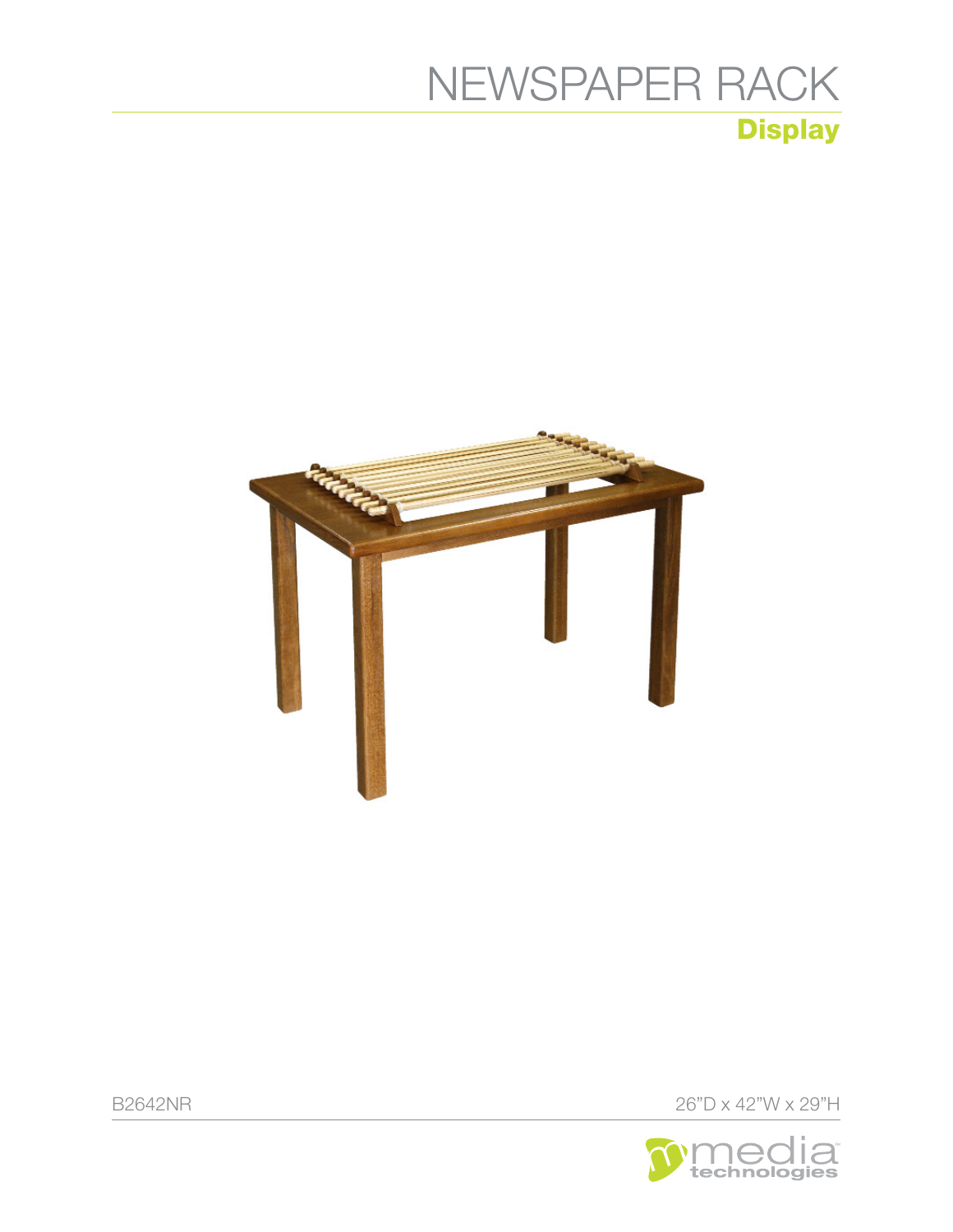# NEWSPAPER RACK

## Display

B2642NR

26"D x 42"W x 29"H

media technologies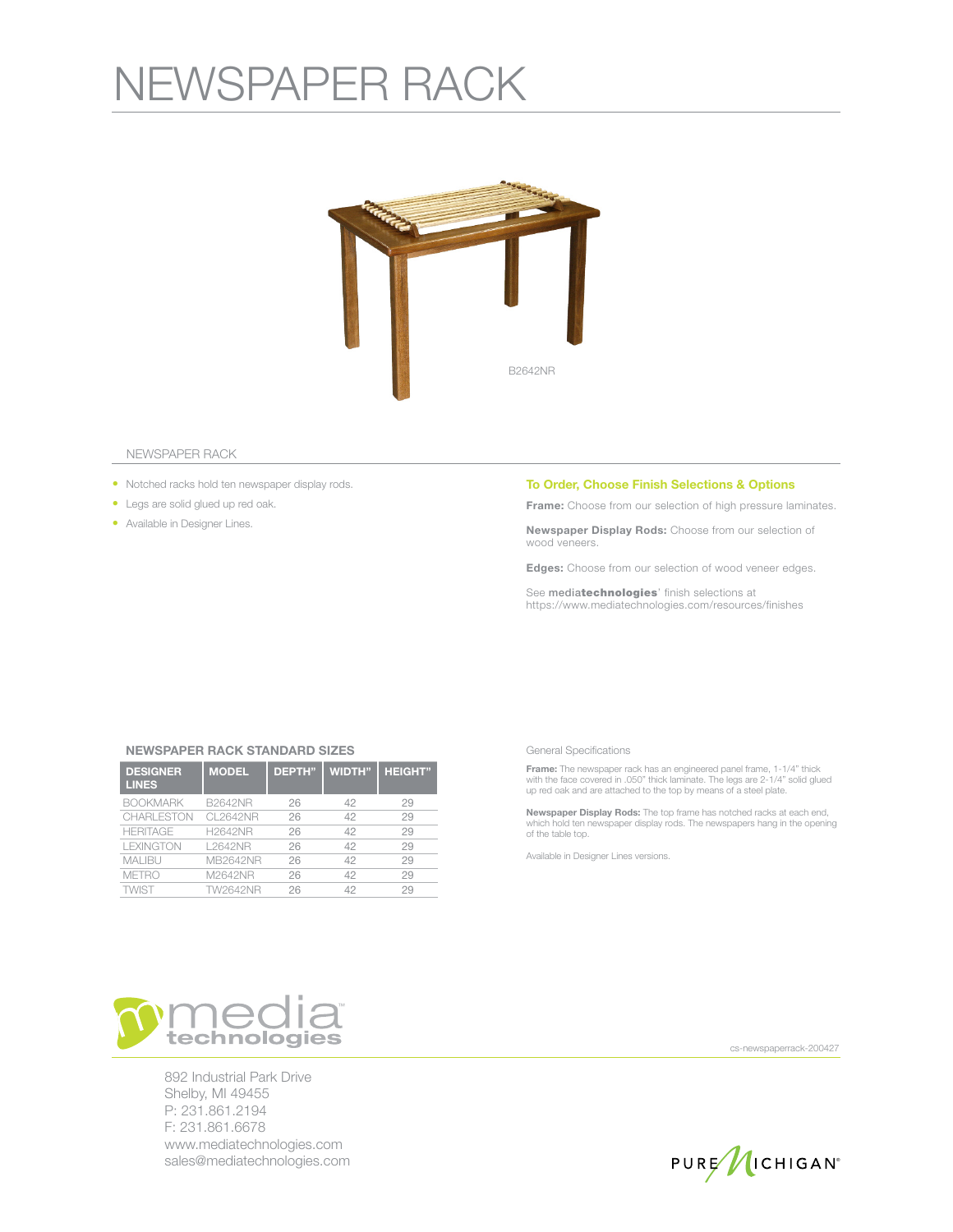# NEWSPAPER RACK

B2642NR

NEWSPAPER RACK

- Notched racks hold ten newspaper display rods.
- Legs are solid glued up red oak.
- Available in Designer Lines.

**To Order, Choose Finish Selections & Options**

**Frame:** Choose from our selection of high pressure laminates.

**Newspaper Display Rods:** Choose from our selection of wood veneers.

**Edges:** Choose from our selection of wood veneer edges.

See media**technologies**' finish selections at https://www.mediatechnologies.com/resources/finishes

**NEWSPAPER RACK STANDARD SIZES**

| DESIGNER LINES | MODEL | DEPTH" | WIDTH" | HEIGHT" |
|---|---|---|---|---|
| BOOKMARK | B2642NR | 26 | 42 | 29 |
| CHARLESTON | CL2642NR | 26 | 42 | 29 |
| HERITAGE | H2642NR | 26 | 42 | 29 |
| LEXINGTON | L2642NR | 26 | 42 | 29 |
| MALIBU | MB2642NR | 26 | 42 | 29 |
| METRO | M2642NR | 26 | 42 | 29 |
| TWIST | TW2642NR | 26 | 42 | 29 |

General Specifications

**Frame:** The newspaper rack has an engineered panel frame, 1-1/4" thick with the face covered in .050" thick laminate. The legs are 2-1/4" solid glued up red oak and are attached to the top by means of a steel plate.

**Newspaper Display Rods:** The top frame has notched racks at each end, which hold ten newspaper display rods. The newspapers hang in the opening of the table top.

Available in Designer Lines versions.

media technologies™

cs-newspaperrack-200427

892 Industrial Park Drive
Shelby, MI 49455
P: 231.861.2194
F: 231.861.6678
www.mediatechnologies.com
sales@mediatechnologies.com

PURE MICHIGAN®